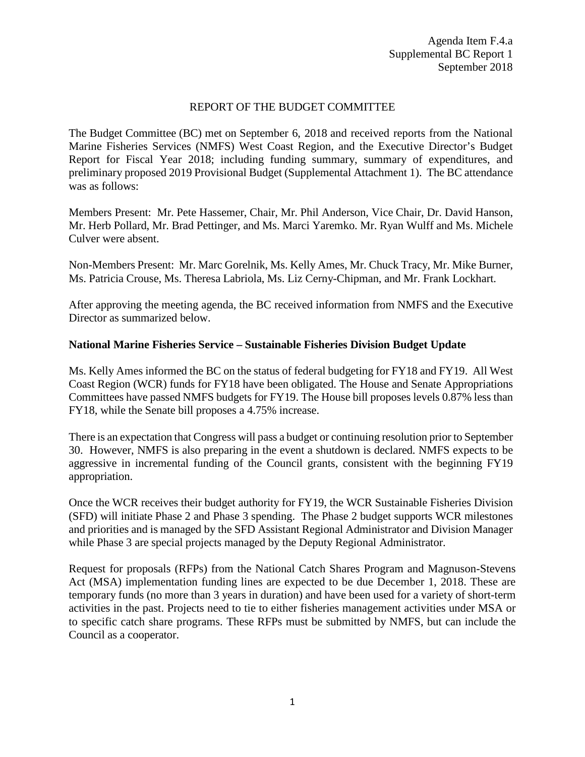Agenda Item F.4.a
Supplemental BC Report 1
September 2018

# REPORT OF THE BUDGET COMMITTEE

The Budget Committee (BC) met on September 6, 2018 and received reports from the National Marine Fisheries Services (NMFS) West Coast Region, and the Executive Director's Budget Report for Fiscal Year 2018; including funding summary, summary of expenditures, and preliminary proposed 2019 Provisional Budget (Supplemental Attachment 1). The BC attendance was as follows:

Members Present: Mr. Pete Hassemer, Chair, Mr. Phil Anderson, Vice Chair, Dr. David Hanson, Mr. Herb Pollard, Mr. Brad Pettinger, and Ms. Marci Yaremko. Mr. Ryan Wulff and Ms. Michele Culver were absent.

Non-Members Present: Mr. Marc Gorelnik, Ms. Kelly Ames, Mr. Chuck Tracy, Mr. Mike Burner, Ms. Patricia Crouse, Ms. Theresa Labriola, Ms. Liz Cerny-Chipman, and Mr. Frank Lockhart.

After approving the meeting agenda, the BC received information from NMFS and the Executive Director as summarized below.

## National Marine Fisheries Service – Sustainable Fisheries Division Budget Update

Ms. Kelly Ames informed the BC on the status of federal budgeting for FY18 and FY19. All West Coast Region (WCR) funds for FY18 have been obligated. The House and Senate Appropriations Committees have passed NMFS budgets for FY19. The House bill proposes levels 0.87% less than FY18, while the Senate bill proposes a 4.75% increase.

There is an expectation that Congress will pass a budget or continuing resolution prior to September 30. However, NMFS is also preparing in the event a shutdown is declared. NMFS expects to be aggressive in incremental funding of the Council grants, consistent with the beginning FY19 appropriation.

Once the WCR receives their budget authority for FY19, the WCR Sustainable Fisheries Division (SFD) will initiate Phase 2 and Phase 3 spending. The Phase 2 budget supports WCR milestones and priorities and is managed by the SFD Assistant Regional Administrator and Division Manager while Phase 3 are special projects managed by the Deputy Regional Administrator.

Request for proposals (RFPs) from the National Catch Shares Program and Magnuson-Stevens Act (MSA) implementation funding lines are expected to be due December 1, 2018. These are temporary funds (no more than 3 years in duration) and have been used for a variety of short-term activities in the past. Projects need to tie to either fisheries management activities under MSA or to specific catch share programs. These RFPs must be submitted by NMFS, but can include the Council as a cooperator.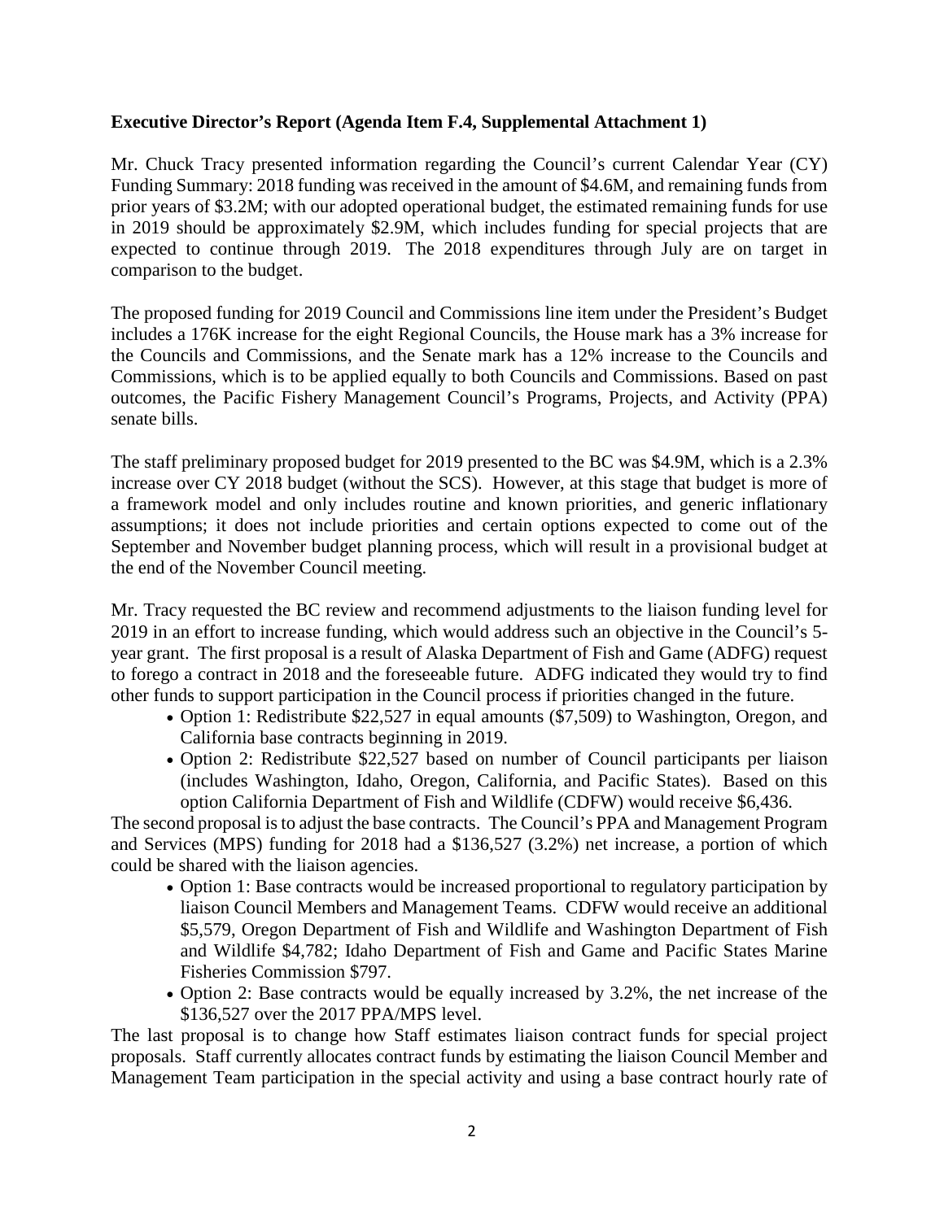**Executive Director's Report (Agenda Item F.4, Supplemental Attachment 1)**

Mr. Chuck Tracy presented information regarding the Council's current Calendar Year (CY) Funding Summary: 2018 funding was received in the amount of $4.6M, and remaining funds from prior years of $3.2M; with our adopted operational budget, the estimated remaining funds for use in 2019 should be approximately $2.9M, which includes funding for special projects that are expected to continue through 2019. The 2018 expenditures through July are on target in comparison to the budget.

The proposed funding for 2019 Council and Commissions line item under the President's Budget includes a 176K increase for the eight Regional Councils, the House mark has a 3% increase for the Councils and Commissions, and the Senate mark has a 12% increase to the Councils and Commissions, which is to be applied equally to both Councils and Commissions. Based on past outcomes, the Pacific Fishery Management Council's Programs, Projects, and Activity (PPA) senate bills.

The staff preliminary proposed budget for 2019 presented to the BC was $4.9M, which is a 2.3% increase over CY 2018 budget (without the SCS). However, at this stage that budget is more of a framework model and only includes routine and known priorities, and generic inflationary assumptions; it does not include priorities and certain options expected to come out of the September and November budget planning process, which will result in a provisional budget at the end of the November Council meeting.

Mr. Tracy requested the BC review and recommend adjustments to the liaison funding level for 2019 in an effort to increase funding, which would address such an objective in the Council's 5-year grant. The first proposal is a result of Alaska Department of Fish and Game (ADFG) request to forego a contract in 2018 and the foreseeable future. ADFG indicated they would try to find other funds to support participation in the Council process if priorities changed in the future.

- Option 1: Redistribute $22,527 in equal amounts ($7,509) to Washington, Oregon, and California base contracts beginning in 2019.
- Option 2: Redistribute $22,527 based on number of Council participants per liaison (includes Washington, Idaho, Oregon, California, and Pacific States). Based on this option California Department of Fish and Wildlife (CDFW) would receive $6,436.

The second proposal is to adjust the base contracts. The Council's PPA and Management Program and Services (MPS) funding for 2018 had a $136,527 (3.2%) net increase, a portion of which could be shared with the liaison agencies.

- Option 1: Base contracts would be increased proportional to regulatory participation by liaison Council Members and Management Teams. CDFW would receive an additional $5,579, Oregon Department of Fish and Wildlife and Washington Department of Fish and Wildlife $4,782; Idaho Department of Fish and Game and Pacific States Marine Fisheries Commission $797.
- Option 2: Base contracts would be equally increased by 3.2%, the net increase of the $136,527 over the 2017 PPA/MPS level.

The last proposal is to change how Staff estimates liaison contract funds for special project proposals. Staff currently allocates contract funds by estimating the liaison Council Member and Management Team participation in the special activity and using a base contract hourly rate of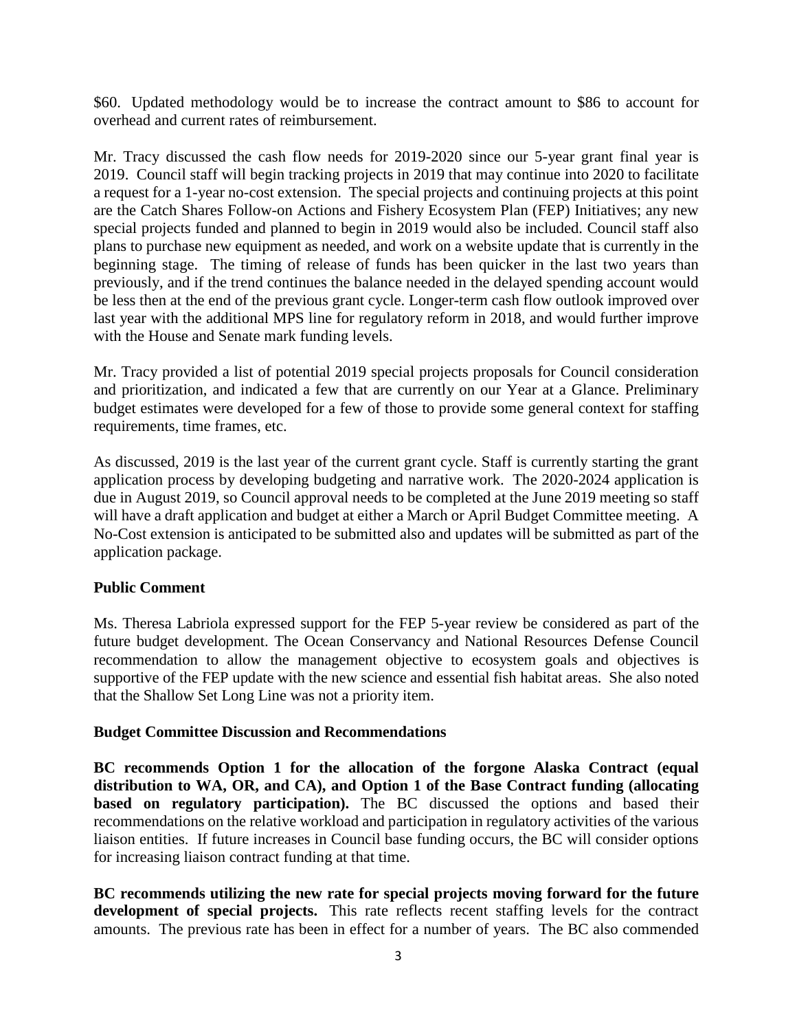$60. Updated methodology would be to increase the contract amount to $86 to account for overhead and current rates of reimbursement.

Mr. Tracy discussed the cash flow needs for 2019-2020 since our 5-year grant final year is 2019. Council staff will begin tracking projects in 2019 that may continue into 2020 to facilitate a request for a 1-year no-cost extension. The special projects and continuing projects at this point are the Catch Shares Follow-on Actions and Fishery Ecosystem Plan (FEP) Initiatives; any new special projects funded and planned to begin in 2019 would also be included. Council staff also plans to purchase new equipment as needed, and work on a website update that is currently in the beginning stage. The timing of release of funds has been quicker in the last two years than previously, and if the trend continues the balance needed in the delayed spending account would be less then at the end of the previous grant cycle. Longer-term cash flow outlook improved over last year with the additional MPS line for regulatory reform in 2018, and would further improve with the House and Senate mark funding levels.

Mr. Tracy provided a list of potential 2019 special projects proposals for Council consideration and prioritization, and indicated a few that are currently on our Year at a Glance. Preliminary budget estimates were developed for a few of those to provide some general context for staffing requirements, time frames, etc.

As discussed, 2019 is the last year of the current grant cycle. Staff is currently starting the grant application process by developing budgeting and narrative work. The 2020-2024 application is due in August 2019, so Council approval needs to be completed at the June 2019 meeting so staff will have a draft application and budget at either a March or April Budget Committee meeting. A No-Cost extension is anticipated to be submitted also and updates will be submitted as part of the application package.

**Public Comment**

Ms. Theresa Labriola expressed support for the FEP 5-year review be considered as part of the future budget development. The Ocean Conservancy and National Resources Defense Council recommendation to allow the management objective to ecosystem goals and objectives is supportive of the FEP update with the new science and essential fish habitat areas. She also noted that the Shallow Set Long Line was not a priority item.

**Budget Committee Discussion and Recommendations**

**BC recommends Option 1 for the allocation of the forgone Alaska Contract (equal distribution to WA, OR, and CA), and Option 1 of the Base Contract funding (allocating based on regulatory participation).** The BC discussed the options and based their recommendations on the relative workload and participation in regulatory activities of the various liaison entities. If future increases in Council base funding occurs, the BC will consider options for increasing liaison contract funding at that time.

**BC recommends utilizing the new rate for special projects moving forward for the future development of special projects.** This rate reflects recent staffing levels for the contract amounts. The previous rate has been in effect for a number of years. The BC also commended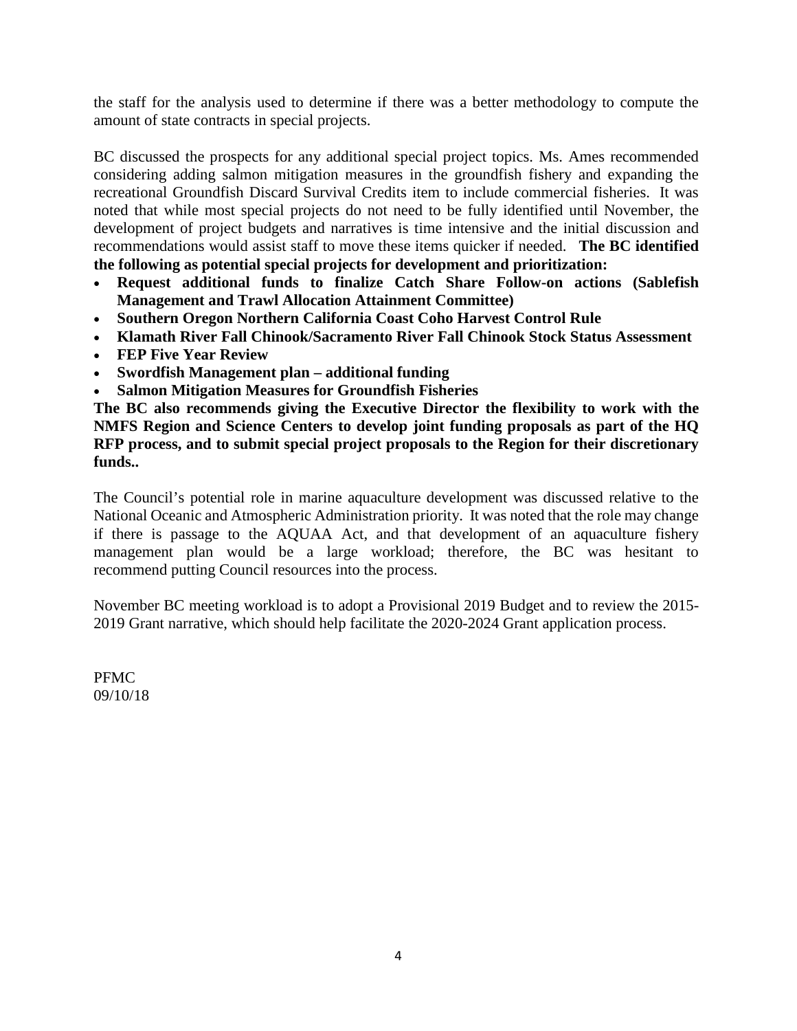the staff for the analysis used to determine if there was a better methodology to compute the amount of state contracts in special projects.

BC discussed the prospects for any additional special project topics. Ms. Ames recommended considering adding salmon mitigation measures in the groundfish fishery and expanding the recreational Groundfish Discard Survival Credits item to include commercial fisheries. It was noted that while most special projects do not need to be fully identified until November, the development of project budgets and narratives is time intensive and the initial discussion and recommendations would assist staff to move these items quicker if needed. **The BC identified the following as potential special projects for development and prioritization:**

- **Request additional funds to finalize Catch Share Follow-on actions (Sablefish Management and Trawl Allocation Attainment Committee)**
- **Southern Oregon Northern California Coast Coho Harvest Control Rule**
- **Klamath River Fall Chinook/Sacramento River Fall Chinook Stock Status Assessment**
- **FEP Five Year Review**
- **Swordfish Management plan – additional funding**
- **Salmon Mitigation Measures for Groundfish Fisheries**

**The BC also recommends giving the Executive Director the flexibility to work with the NMFS Region and Science Centers to develop joint funding proposals as part of the HQ RFP process, and to submit special project proposals to the Region for their discretionary funds..**

The Council's potential role in marine aquaculture development was discussed relative to the National Oceanic and Atmospheric Administration priority. It was noted that the role may change if there is passage to the AQUAA Act, and that development of an aquaculture fishery management plan would be a large workload; therefore, the BC was hesitant to recommend putting Council resources into the process.

November BC meeting workload is to adopt a Provisional 2019 Budget and to review the 2015-2019 Grant narrative, which should help facilitate the 2020-2024 Grant application process.

PFMC
09/10/18